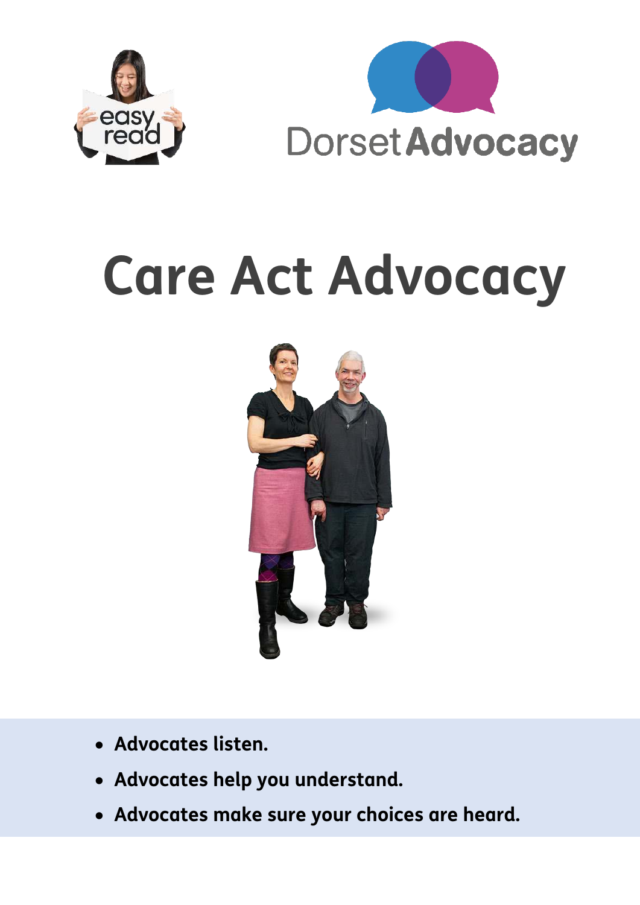easy read

Dorset Advocacy

# Care Act Advocacy

- **Advocates listen.**
- **Advocates help you understand.**
- **Advocates make sure your choices are heard.**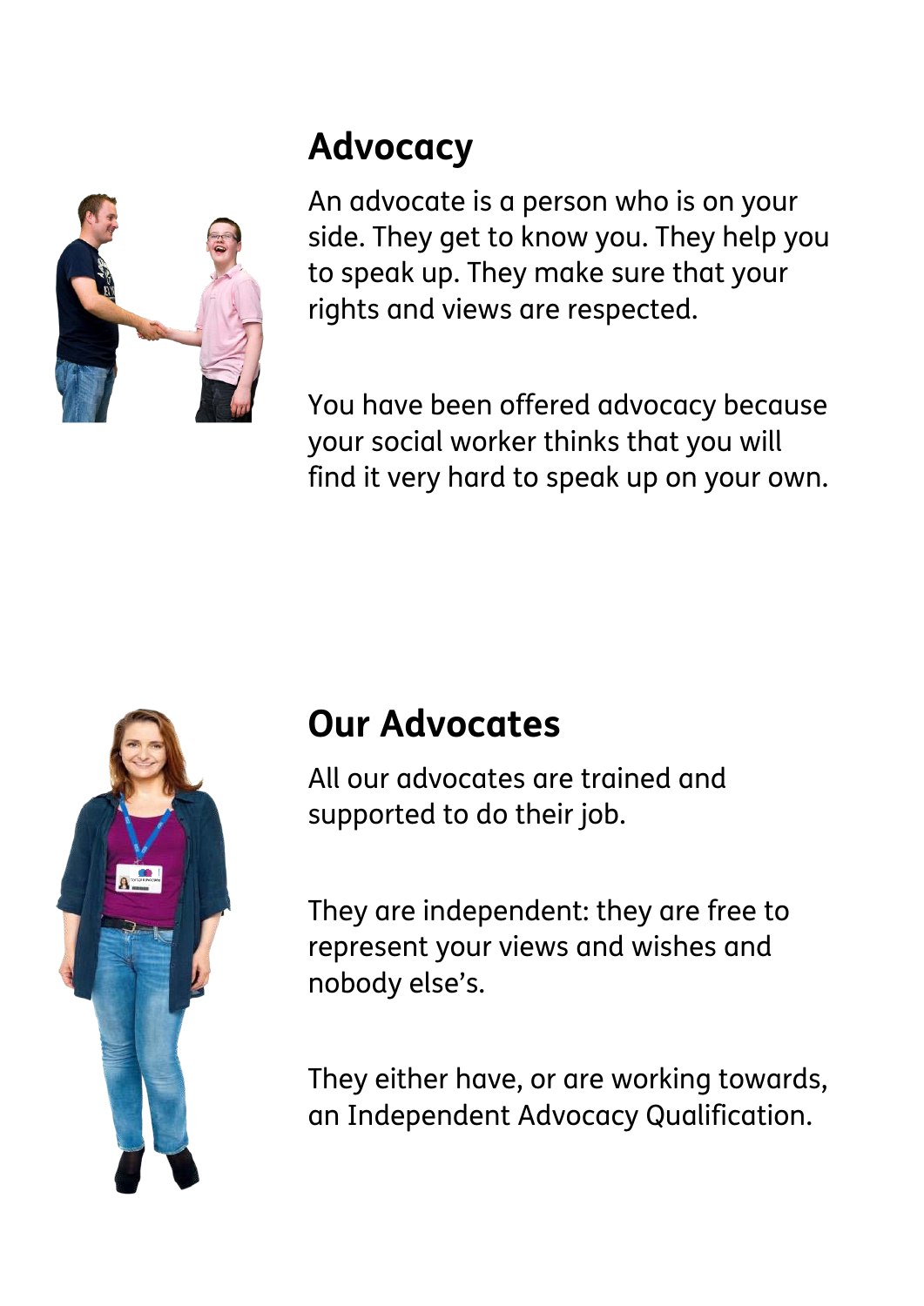## Advocacy

An advocate is a person who is on your side. They get to know you. They help you to speak up. They make sure that your rights and views are respected.

You have been offered advocacy because your social worker thinks that you will find it very hard to speak up on your own.

## Our Advocates

All our advocates are trained and supported to do their job.

They are independent: they are free to represent your views and wishes and nobody else's.

They either have, or are working towards, an Independent Advocacy Qualification.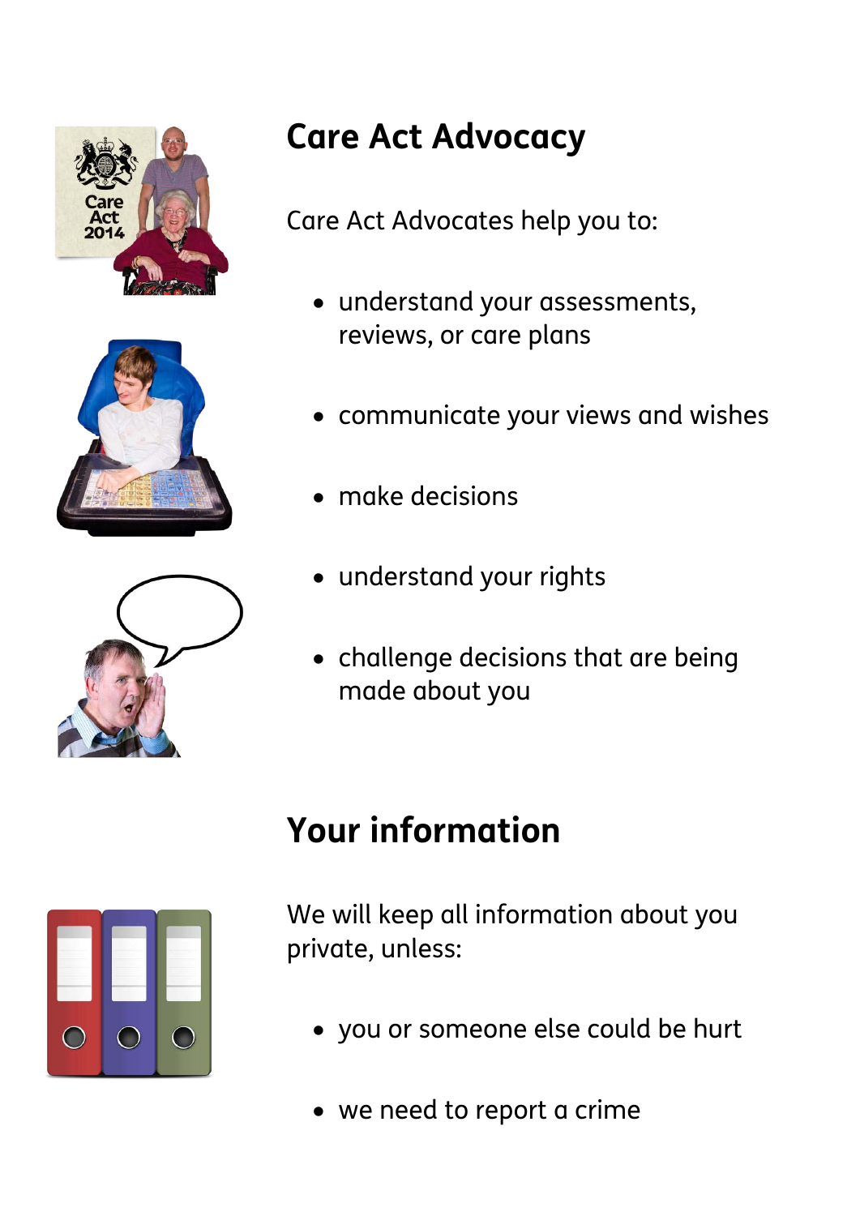## Care Act Advocacy

Care Act Advocates help you to:

- understand your assessments, reviews, or care plans
- communicate your views and wishes
- make decisions
- understand your rights
- challenge decisions that are being made about you

## Your information

We will keep all information about you private, unless:

- you or someone else could be hurt
- we need to report a crime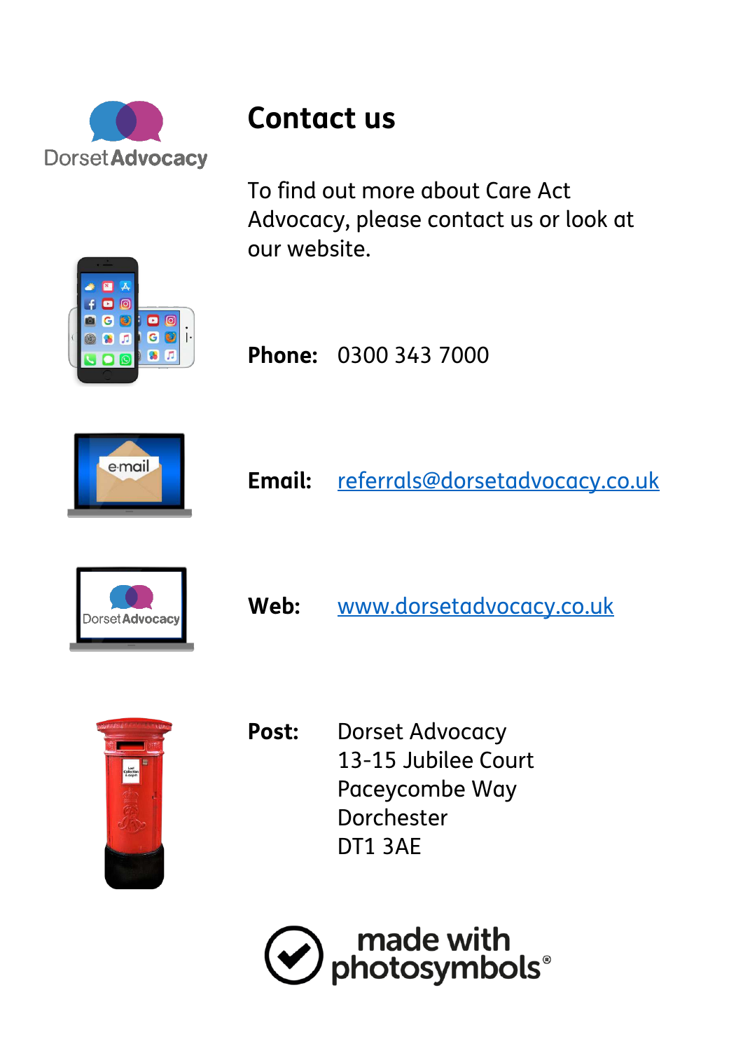# Contact us

To find out more about Care Act Advocacy, please contact us or look at our website.

**Phone:** 0300 343 7000

**Email:** referrals@dorsetadvocacy.co.uk

**Web:** www.dorsetadvocacy.co.uk

**Post:** Dorset Advocacy
13-15 Jubilee Court
Paceycombe Way
Dorchester
DT1 3AE

made with photosymbols®